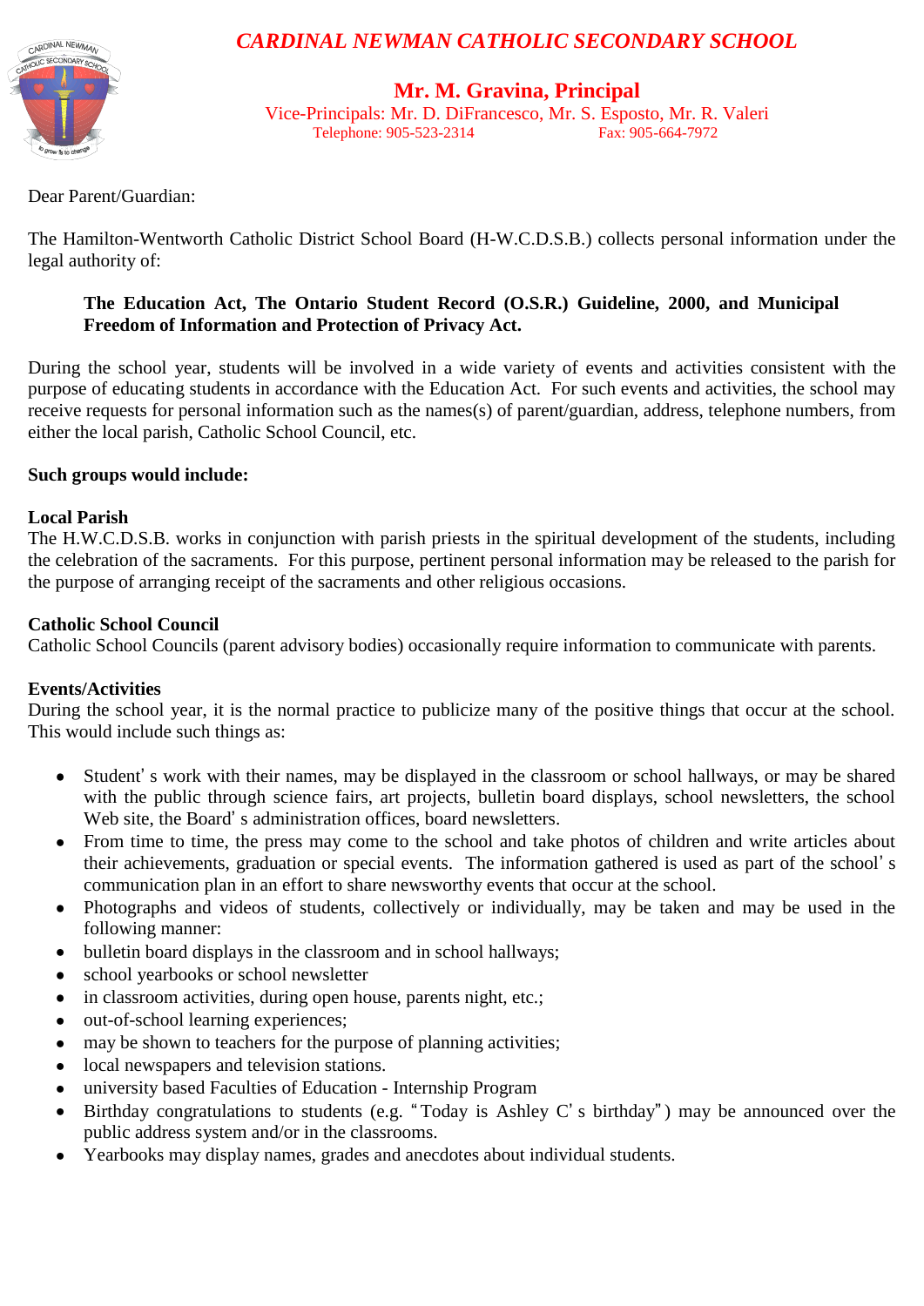# *CARDINAL NEWMAN CATHOLIC SECONDARY SCHOOL*

## Mr. M. Gravina, Principal

Vice-Principals: Mr. D. DiFrancesco, Mr. S. Esposto, Mr. R. Valeri

Telephone: 905-523-2314 Fax: 905-664-7972

Dear Parent/Guardian:

The Hamilton-Wentworth Catholic District School Board (H-W.C.D.S.B.) collects personal information under the legal authority of:

> **The Education Act, The Ontario Student Record (O.S.R.) Guideline, 2000, and Municipal Freedom of Information and Protection of Privacy Act.**

During the school year, students will be involved in a wide variety of events and activities consistent with the purpose of educating students in accordance with the Education Act. For such events and activities, the school may receive requests for personal information such as the names(s) of parent/guardian, address, telephone numbers, from either the local parish, Catholic School Council, etc.

**Such groups would include:**

**Local Parish**
The H.W.C.D.S.B. works in conjunction with parish priests in the spiritual development of the students, including the celebration of the sacraments. For this purpose, pertinent personal information may be released to the parish for the purpose of arranging receipt of the sacraments and other religious occasions.

**Catholic School Council**
Catholic School Councils (parent advisory bodies) occasionally require information to communicate with parents.

**Events/Activities**
During the school year, it is the normal practice to publicize many of the positive things that occur at the school. This would include such things as:

- Student' s work with their names, may be displayed in the classroom or school hallways, or may be shared with the public through science fairs, art projects, bulletin board displays, school newsletters, the school Web site, the Board' s administration offices, board newsletters.
- From time to time, the press may come to the school and take photos of children and write articles about their achievements, graduation or special events. The information gathered is used as part of the school' s communication plan in an effort to share newsworthy events that occur at the school.
- Photographs and videos of students, collectively or individually, may be taken and may be used in the following manner:
- bulletin board displays in the classroom and in school hallways;
- school yearbooks or school newsletter
- in classroom activities, during open house, parents night, etc.;
- out-of-school learning experiences;
- may be shown to teachers for the purpose of planning activities;
- local newspapers and television stations.
- university based Faculties of Education - Internship Program
- Birthday congratulations to students (e.g. "Today is Ashley C' s birthday") may be announced over the public address system and/or in the classrooms.
- Yearbooks may display names, grades and anecdotes about individual students.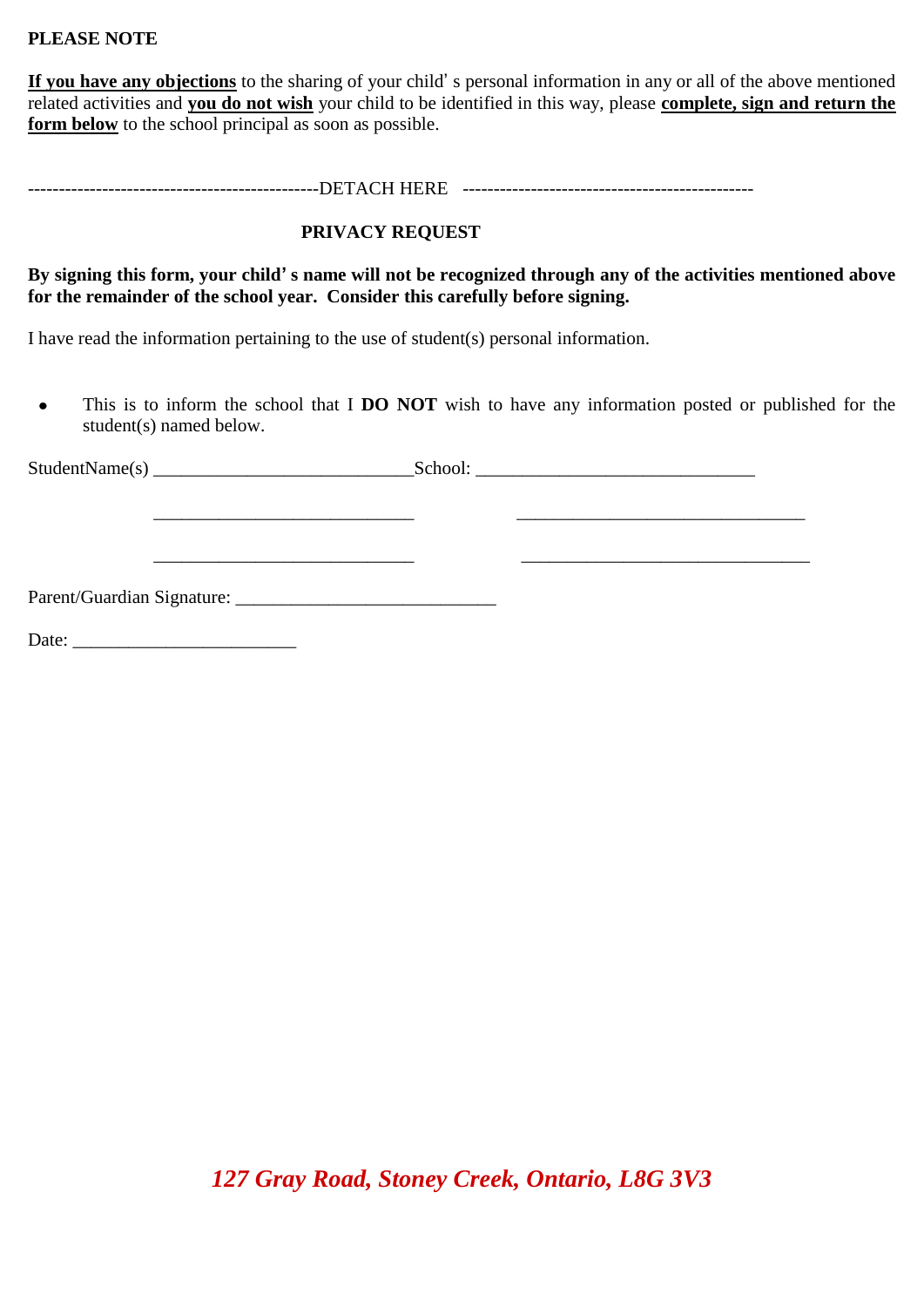**PLEASE NOTE**

**If you have any objections** to the sharing of your child' s personal information in any or all of the above mentioned related activities and **you do not wish** your child to be identified in this way, please **complete, sign and return the form below** to the school principal as soon as possible.

---------------------------------------------DETACH HERE ---------------------------------------------

**PRIVACY REQUEST**

**By signing this form, your child' s name will not be recognized through any of the activities mentioned above for the remainder of the school year. Consider this carefully before signing.**

I have read the information pertaining to the use of student(s) personal information.

- This is to inform the school that I **DO NOT** wish to have any information posted or published for the student(s) named below.

StudentName(s) ___________________________School: _____________________________

___________________________ ______________________________

___________________________ ______________________________

Parent/Guardian Signature: ___________________________

Date: _______________________

*127 Gray Road, Stoney Creek, Ontario, L8G 3V3*